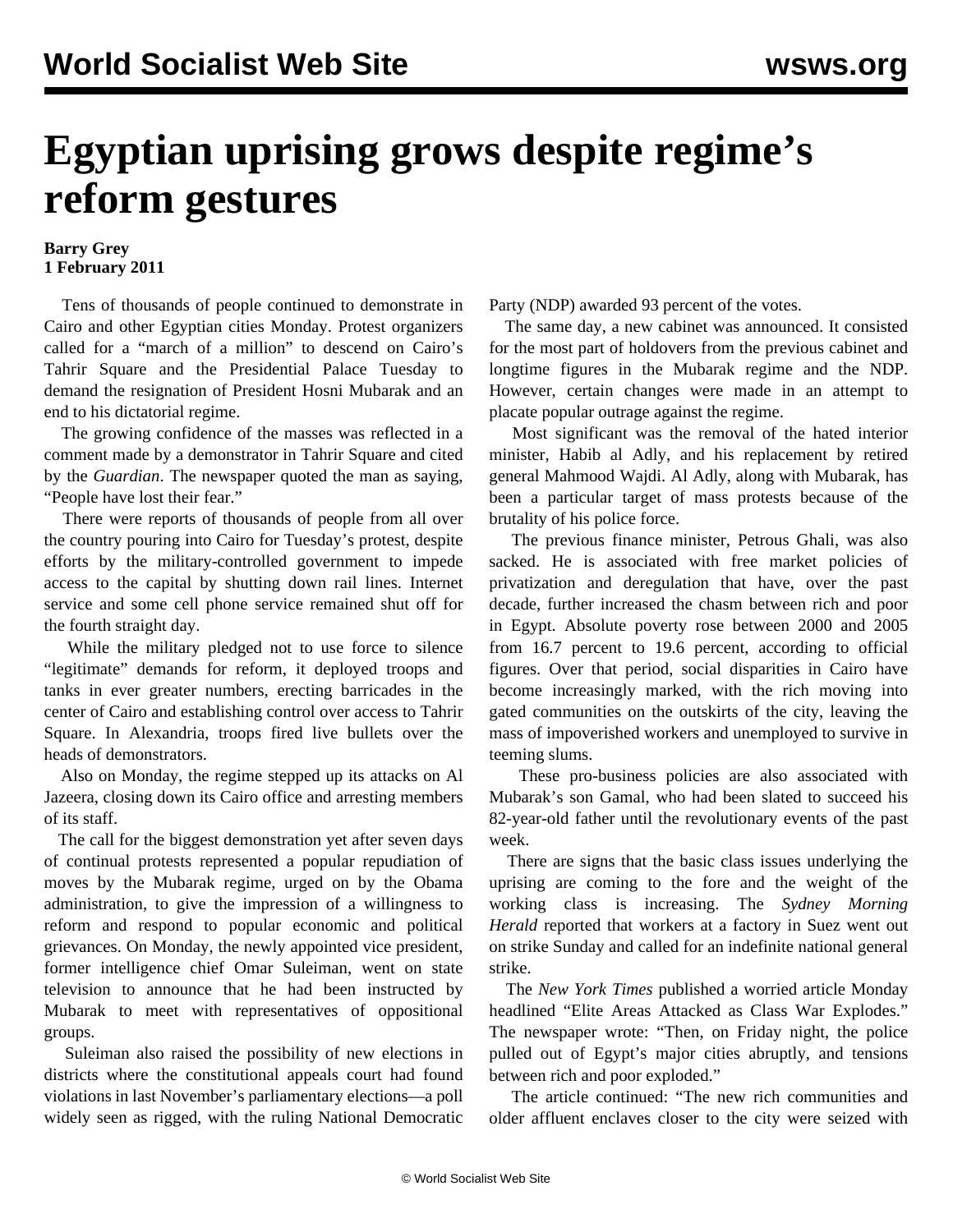# Egyptian uprising grows despite regime's reform gestures

**Barry Grey**
**1 February 2011**

Tens of thousands of people continued to demonstrate in Cairo and other Egyptian cities Monday. Protest organizers called for a "march of a million" to descend on Cairo's Tahrir Square and the Presidential Palace Tuesday to demand the resignation of President Hosni Mubarak and an end to his dictatorial regime.

The growing confidence of the masses was reflected in a comment made by a demonstrator in Tahrir Square and cited by the *Guardian*. The newspaper quoted the man as saying, "People have lost their fear."

There were reports of thousands of people from all over the country pouring into Cairo for Tuesday's protest, despite efforts by the military-controlled government to impede access to the capital by shutting down rail lines. Internet service and some cell phone service remained shut off for the fourth straight day.

While the military pledged not to use force to silence "legitimate" demands for reform, it deployed troops and tanks in ever greater numbers, erecting barricades in the center of Cairo and establishing control over access to Tahrir Square. In Alexandria, troops fired live bullets over the heads of demonstrators.

Also on Monday, the regime stepped up its attacks on Al Jazeera, closing down its Cairo office and arresting members of its staff.

The call for the biggest demonstration yet after seven days of continual protests represented a popular repudiation of moves by the Mubarak regime, urged on by the Obama administration, to give the impression of a willingness to reform and respond to popular economic and political grievances. On Monday, the newly appointed vice president, former intelligence chief Omar Suleiman, went on state television to announce that he had been instructed by Mubarak to meet with representatives of oppositional groups.

Suleiman also raised the possibility of new elections in districts where the constitutional appeals court had found violations in last November's parliamentary elections—a poll widely seen as rigged, with the ruling National Democratic Party (NDP) awarded 93 percent of the votes.

The same day, a new cabinet was announced. It consisted for the most part of holdovers from the previous cabinet and longtime figures in the Mubarak regime and the NDP. However, certain changes were made in an attempt to placate popular outrage against the regime.

Most significant was the removal of the hated interior minister, Habib al Adly, and his replacement by retired general Mahmood Wajdi. Al Adly, along with Mubarak, has been a particular target of mass protests because of the brutality of his police force.

The previous finance minister, Petrous Ghali, was also sacked. He is associated with free market policies of privatization and deregulation that have, over the past decade, further increased the chasm between rich and poor in Egypt. Absolute poverty rose between 2000 and 2005 from 16.7 percent to 19.6 percent, according to official figures. Over that period, social disparities in Cairo have become increasingly marked, with the rich moving into gated communities on the outskirts of the city, leaving the mass of impoverished workers and unemployed to survive in teeming slums.

These pro-business policies are also associated with Mubarak's son Gamal, who had been slated to succeed his 82-year-old father until the revolutionary events of the past week.

There are signs that the basic class issues underlying the uprising are coming to the fore and the weight of the working class is increasing. The *Sydney Morning Herald* reported that workers at a factory in Suez went out on strike Sunday and called for an indefinite national general strike.

The *New York Times* published a worried article Monday headlined "Elite Areas Attacked as Class War Explodes." The newspaper wrote: "Then, on Friday night, the police pulled out of Egypt's major cities abruptly, and tensions between rich and poor exploded."

The article continued: "The new rich communities and older affluent enclaves closer to the city were seized with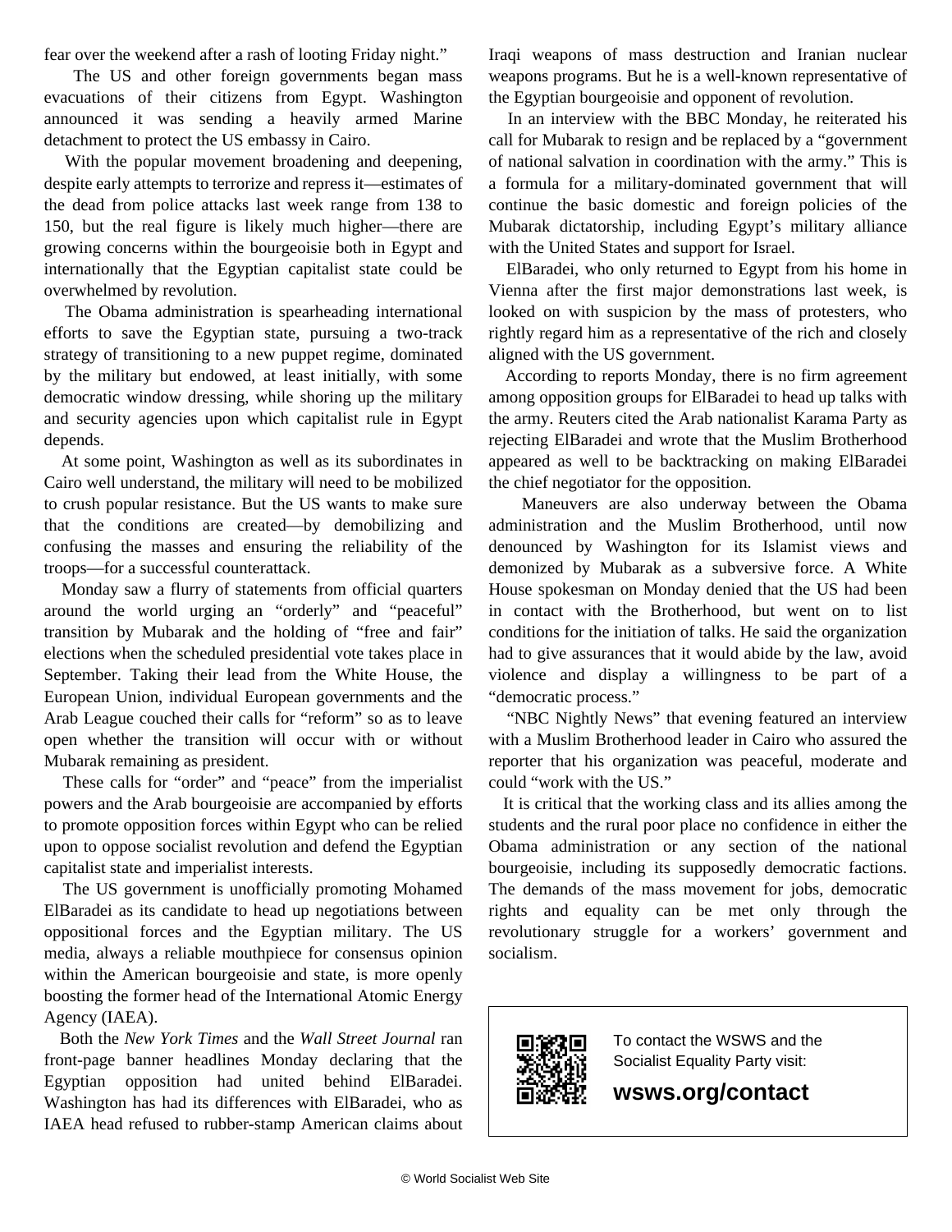fear over the weekend after a rash of looting Friday night."

The US and other foreign governments began mass evacuations of their citizens from Egypt. Washington announced it was sending a heavily armed Marine detachment to protect the US embassy in Cairo.

With the popular movement broadening and deepening, despite early attempts to terrorize and repress it—estimates of the dead from police attacks last week range from 138 to 150, but the real figure is likely much higher—there are growing concerns within the bourgeoisie both in Egypt and internationally that the Egyptian capitalist state could be overwhelmed by revolution.

The Obama administration is spearheading international efforts to save the Egyptian state, pursuing a two-track strategy of transitioning to a new puppet regime, dominated by the military but endowed, at least initially, with some democratic window dressing, while shoring up the military and security agencies upon which capitalist rule in Egypt depends.

At some point, Washington as well as its subordinates in Cairo well understand, the military will need to be mobilized to crush popular resistance. But the US wants to make sure that the conditions are created—by demobilizing and confusing the masses and ensuring the reliability of the troops—for a successful counterattack.

Monday saw a flurry of statements from official quarters around the world urging an "orderly" and "peaceful" transition by Mubarak and the holding of "free and fair" elections when the scheduled presidential vote takes place in September. Taking their lead from the White House, the European Union, individual European governments and the Arab League couched their calls for "reform" so as to leave open whether the transition will occur with or without Mubarak remaining as president.

These calls for "order" and "peace" from the imperialist powers and the Arab bourgeoisie are accompanied by efforts to promote opposition forces within Egypt who can be relied upon to oppose socialist revolution and defend the Egyptian capitalist state and imperialist interests.

The US government is unofficially promoting Mohamed ElBaradei as its candidate to head up negotiations between oppositional forces and the Egyptian military. The US media, always a reliable mouthpiece for consensus opinion within the American bourgeoisie and state, is more openly boosting the former head of the International Atomic Energy Agency (IAEA).

Both the *New York Times* and the *Wall Street Journal* ran front-page banner headlines Monday declaring that the Egyptian opposition had united behind ElBaradei. Washington has had its differences with ElBaradei, who as IAEA head refused to rubber-stamp American claims about Iraqi weapons of mass destruction and Iranian nuclear weapons programs. But he is a well-known representative of the Egyptian bourgeoisie and opponent of revolution.

In an interview with the BBC Monday, he reiterated his call for Mubarak to resign and be replaced by a "government of national salvation in coordination with the army." This is a formula for a military-dominated government that will continue the basic domestic and foreign policies of the Mubarak dictatorship, including Egypt's military alliance with the United States and support for Israel.

ElBaradei, who only returned to Egypt from his home in Vienna after the first major demonstrations last week, is looked on with suspicion by the mass of protesters, who rightly regard him as a representative of the rich and closely aligned with the US government.

According to reports Monday, there is no firm agreement among opposition groups for ElBaradei to head up talks with the army. Reuters cited the Arab nationalist Karama Party as rejecting ElBaradei and wrote that the Muslim Brotherhood appeared as well to be backtracking on making ElBaradei the chief negotiator for the opposition.

Maneuvers are also underway between the Obama administration and the Muslim Brotherhood, until now denounced by Washington for its Islamist views and demonized by Mubarak as a subversive force. A White House spokesman on Monday denied that the US had been in contact with the Brotherhood, but went on to list conditions for the initiation of talks. He said the organization had to give assurances that it would abide by the law, avoid violence and display a willingness to be part of a "democratic process."

"NBC Nightly News" that evening featured an interview with a Muslim Brotherhood leader in Cairo who assured the reporter that his organization was peaceful, moderate and could "work with the US."

It is critical that the working class and its allies among the students and the rural poor place no confidence in either the Obama administration or any section of the national bourgeoisie, including its supposedly democratic factions. The demands of the mass movement for jobs, democratic rights and equality can be met only through the revolutionary struggle for a workers' government and socialism.

To contact the WSWS and the Socialist Equality Party visit:

**wsws.org/contact**